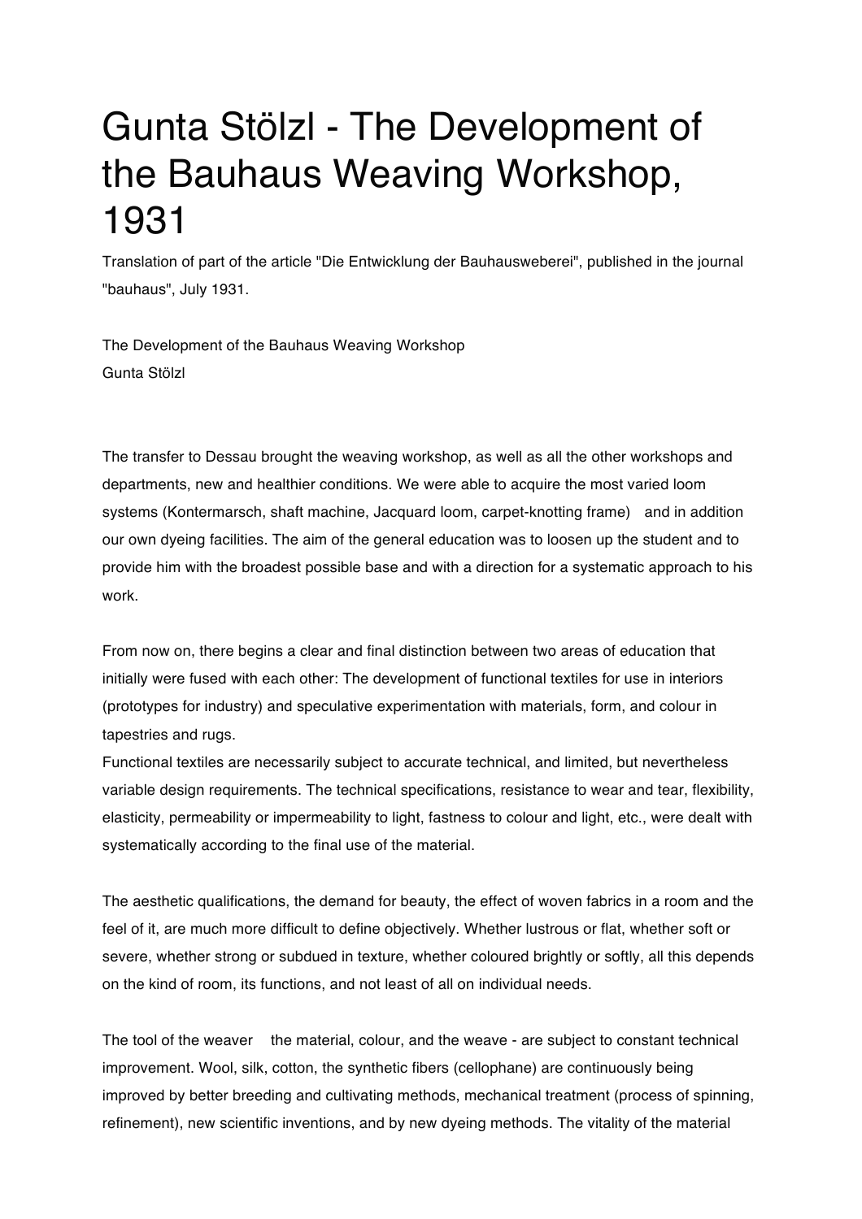# Gunta Stölzl - The Development of the Bauhaus Weaving Workshop, 1931

Translation of part of the article "Die Entwicklung der Bauhausweberei", published in the journal "bauhaus", July 1931.

The Development of the Bauhaus Weaving Workshop
Gunta Stölzl

The transfer to Dessau brought the weaving workshop, as well as all the other workshops and departments, new and healthier conditions. We were able to acquire the most varied loom systems (Kontermarsch, shaft machine, Jacquard loom, carpet-knotting frame)  and in addition our own dyeing facilities. The aim of the general education was to loosen up the student and to provide him with the broadest possible base and with a direction for a systematic approach to his work.

From now on, there begins a clear and final distinction between two areas of education that initially were fused with each other: The development of functional textiles for use in interiors (prototypes for industry) and speculative experimentation with materials, form, and colour in tapestries and rugs.
Functional textiles are necessarily subject to accurate technical, and limited, but nevertheless variable design requirements. The technical specifications, resistance to wear and tear, flexibility, elasticity, permeability or impermeability to light, fastness to colour and light, etc., were dealt with systematically according to the final use of the material.

The aesthetic qualifications, the demand for beauty, the effect of woven fabrics in a room and the feel of it, are much more difficult to define objectively. Whether lustrous or flat, whether soft or severe, whether strong or subdued in texture, whether coloured brightly or softly, all this depends on the kind of room, its functions, and not least of all on individual needs.

The tool of the weaver  the material, colour, and the weave - are subject to constant technical improvement. Wool, silk, cotton, the synthetic fibers (cellophane) are continuously being improved by better breeding and cultivating methods, mechanical treatment (process of spinning, refinement), new scientific inventions, and by new dyeing methods. The vitality of the material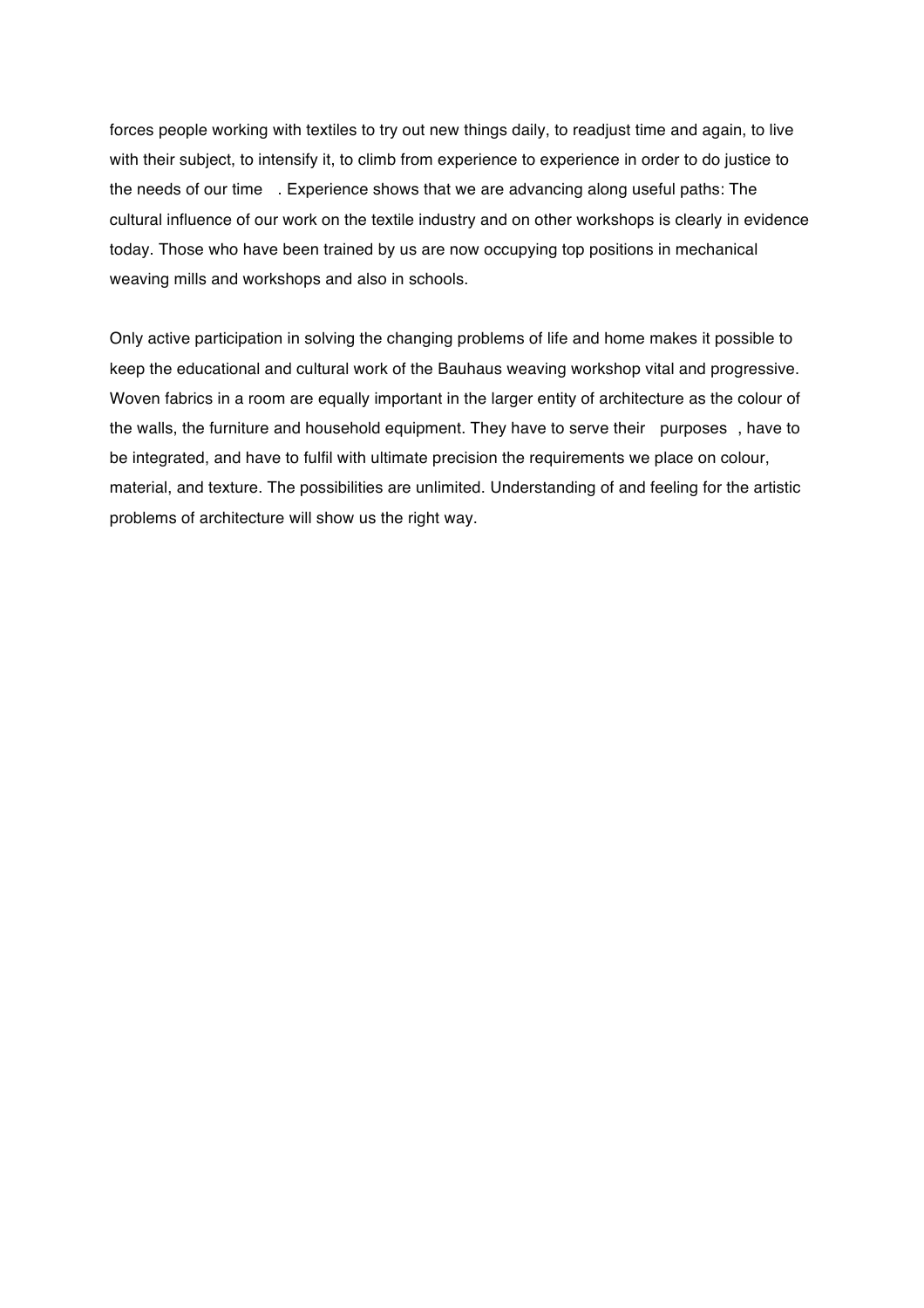forces people working with textiles to try out new things daily, to readjust time and again, to live with their subject, to intensify it, to climb from experience to experience in order to do justice to the needs of our time . Experience shows that we are advancing along useful paths: The cultural influence of our work on the textile industry and on other workshops is clearly in evidence today. Those who have been trained by us are now occupying top positions in mechanical weaving mills and workshops and also in schools.

Only active participation in solving the changing problems of life and home makes it possible to keep the educational and cultural work of the Bauhaus weaving workshop vital and progressive. Woven fabrics in a room are equally important in the larger entity of architecture as the colour of the walls, the furniture and household equipment. They have to serve their purposes , have to be integrated, and have to fulfil with ultimate precision the requirements we place on colour, material, and texture. The possibilities are unlimited. Understanding of and feeling for the artistic problems of architecture will show us the right way.